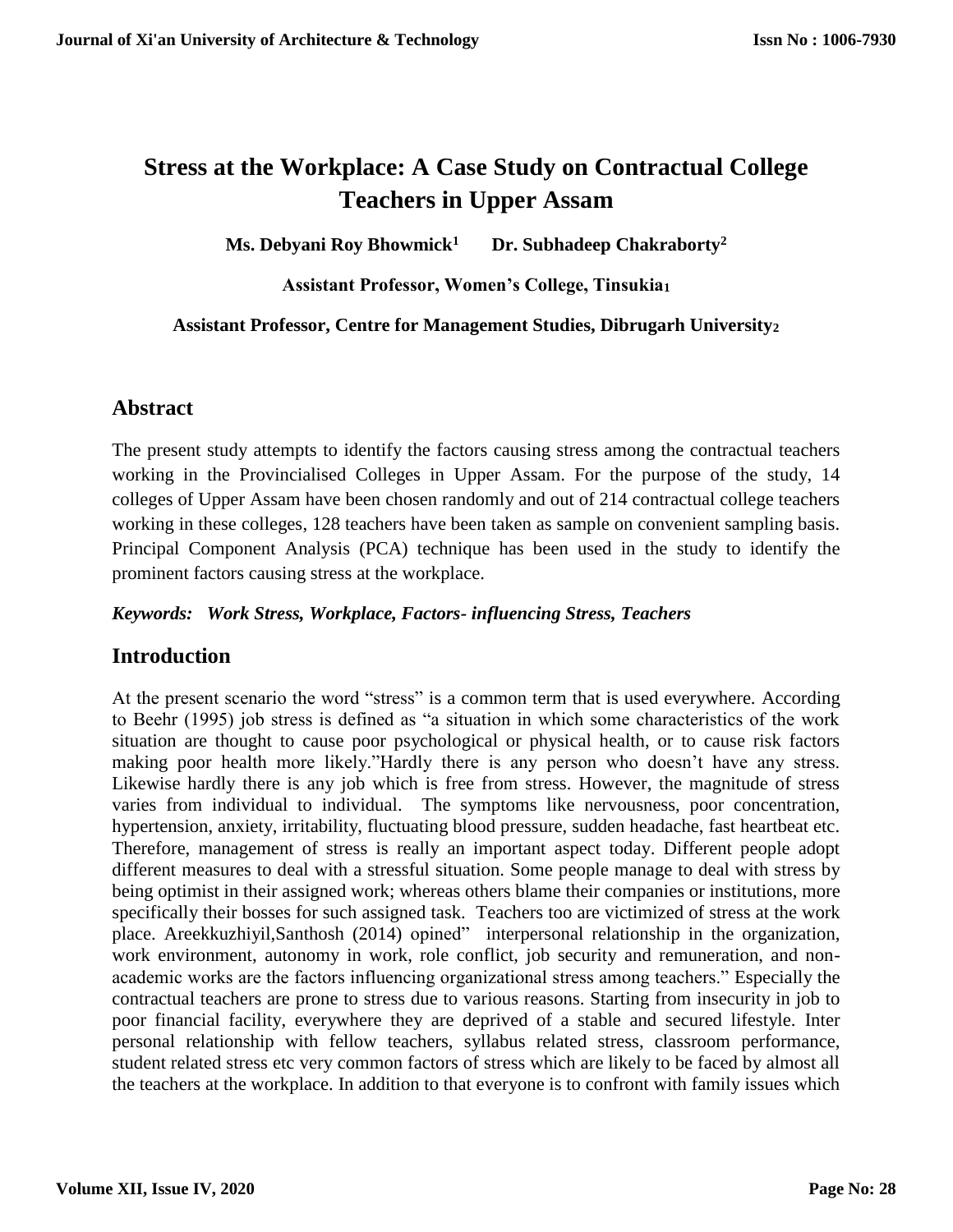# Stress at the Workplace: A Case Study on Contractual College Teachers in Upper Assam

**Ms. Debyani Roy Bhowmick[1] Dr. Subhadeep Chakraborty[2]**

**Assistant Professor, Women's College, Tinsukia[1]**

**Assistant Professor, Centre for Management Studies, Dibrugarh University[2]**

## Abstract

The present study attempts to identify the factors causing stress among the contractual teachers working in the Provincialised Colleges in Upper Assam. For the purpose of the study, 14 colleges of Upper Assam have been chosen randomly and out of 214 contractual college teachers working in these colleges, 128 teachers have been taken as sample on convenient sampling basis. Principal Component Analysis (PCA) technique has been used in the study to identify the prominent factors causing stress at the workplace.

***Keywords: Work Stress, Workplace, Factors- influencing Stress, Teachers***

## Introduction

At the present scenario the word "stress" is a common term that is used everywhere. According to Beehr (1995) job stress is defined as "a situation in which some characteristics of the work situation are thought to cause poor psychological or physical health, or to cause risk factors making poor health more likely."Hardly there is any person who doesn't have any stress. Likewise hardly there is any job which is free from stress. However, the magnitude of stress varies from individual to individual. The symptoms like nervousness, poor concentration, hypertension, anxiety, irritability, fluctuating blood pressure, sudden headache, fast heartbeat etc. Therefore, management of stress is really an important aspect today. Different people adopt different measures to deal with a stressful situation. Some people manage to deal with stress by being optimist in their assigned work; whereas others blame their companies or institutions, more specifically their bosses for such assigned task. Teachers too are victimized of stress at the work place. Areekkuzhiyil,Santhosh (2014) opined" interpersonal relationship in the organization, work environment, autonomy in work, role conflict, job security and remuneration, and non-academic works are the factors influencing organizational stress among teachers." Especially the contractual teachers are prone to stress due to various reasons. Starting from insecurity in job to poor financial facility, everywhere they are deprived of a stable and secured lifestyle. Inter personal relationship with fellow teachers, syllabus related stress, classroom performance, student related stress etc very common factors of stress which are likely to be faced by almost all the teachers at the workplace. In addition to that everyone is to confront with family issues which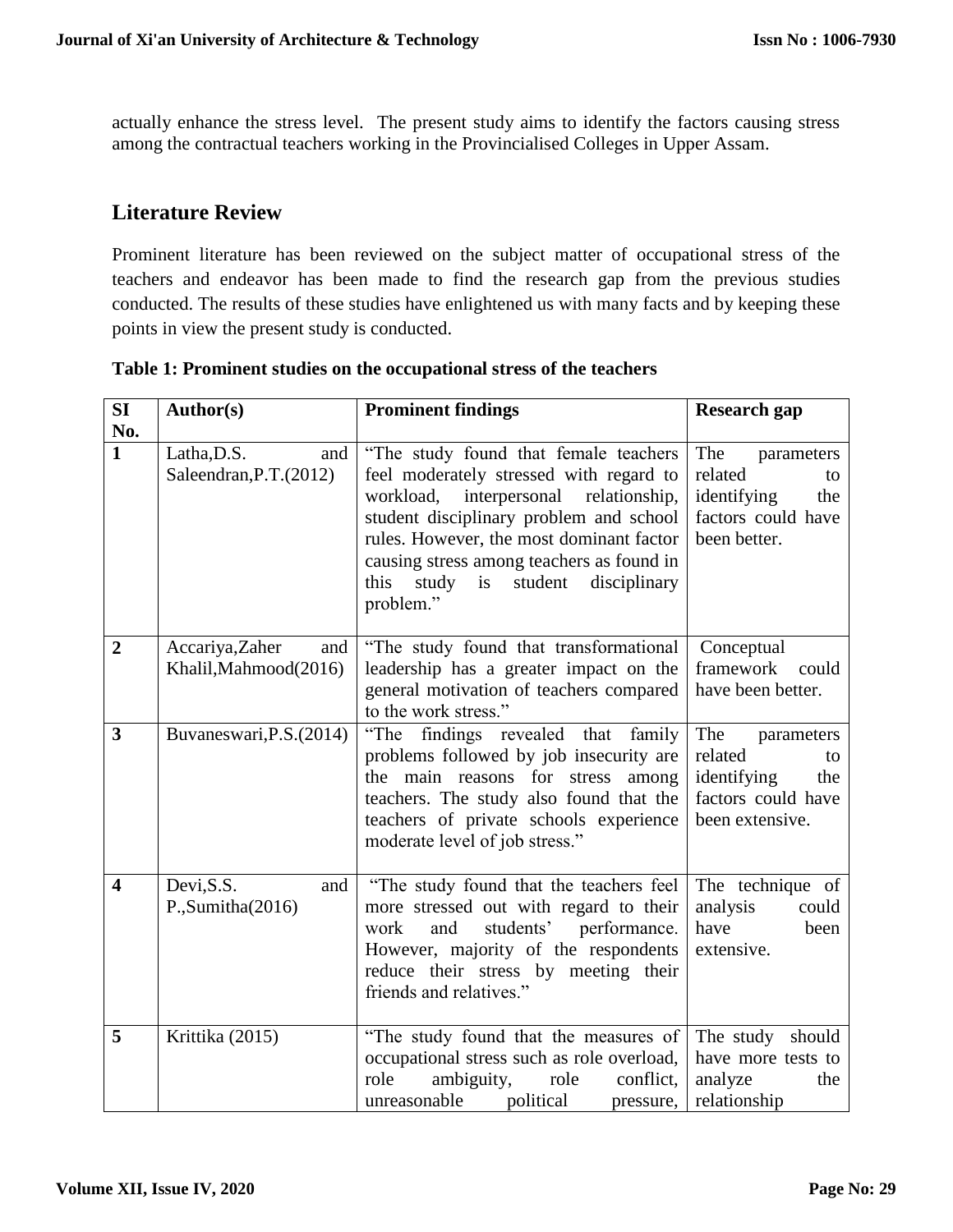actually enhance the stress level. The present study aims to identify the factors causing stress among the contractual teachers working in the Provincialised Colleges in Upper Assam.

## Literature Review

Prominent literature has been reviewed on the subject matter of occupational stress of the teachers and endeavor has been made to find the research gap from the previous studies conducted. The results of these studies have enlightened us with many facts and by keeping these points in view the present study is conducted.

**Table 1: Prominent studies on the occupational stress of the teachers**

| SI No. | Author(s) | Prominent findings | Research gap |
|---|---|---|---|
| 1 | Latha,D.S. and Saleendran,P.T.(2012) | "The study found that female teachers feel moderately stressed with regard to workload, interpersonal relationship, student disciplinary problem and school rules. However, the most dominant factor causing stress among teachers as found in this study is student disciplinary problem." | The parameters related to identifying the factors could have been better. |
| 2 | Accariya,Zaher and Khalil,Mahmood(2016) | "The study found that transformational leadership has a greater impact on the general motivation of teachers compared to the work stress." | Conceptual framework could have been better. |
| 3 | Buvaneswari,P.S.(2014) | "The findings revealed that family problems followed by job insecurity are the main reasons for stress among teachers. The study also found that the teachers of private schools experience moderate level of job stress." | The parameters related to identifying the factors could have been extensive. |
| 4 | Devi,S.S. and P.,Sumitha(2016) | "The study found that the teachers feel more stressed out with regard to their work and students' performance. However, majority of the respondents reduce their stress by meeting their friends and relatives." | The technique of analysis could have been extensive. |
| 5 | Krittika (2015) | "The study found that the measures of occupational stress such as role overload, role ambiguity, role conflict, unreasonable political pressure, | The study should have more tests to analyze the relationship |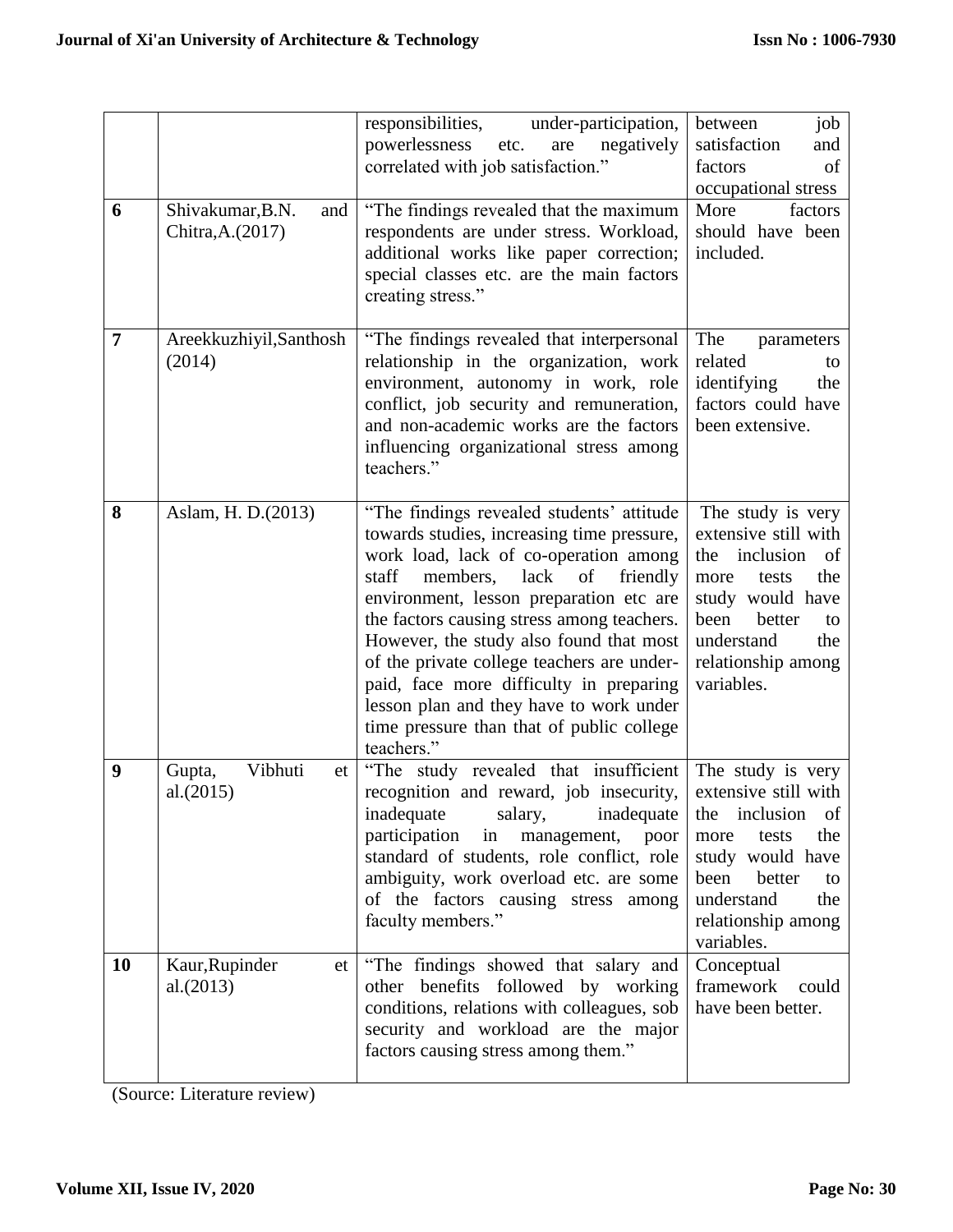| | | responsibilities, under-participation, powerlessness etc. are negatively correlated with job satisfaction." | between job satisfaction and factors of occupational stress |
|---|---|---|---|
| **6** | Shivakumar,B.N. and Chitra,A.(2017) | "The findings revealed that the maximum respondents are under stress. Workload, additional works like paper correction; special classes etc. are the main factors creating stress." | More factors should have been included. |
| **7** | Areekkuzhiyil,Santhosh (2014) | "The findings revealed that interpersonal relationship in the organization, work environment, autonomy in work, role conflict, job security and remuneration, and non-academic works are the factors influencing organizational stress among teachers." | The parameters related to identifying the factors could have been extensive. |
| **8** | Aslam, H. D.(2013) | "The findings revealed students' attitude towards studies, increasing time pressure, work load, lack of co-operation among staff members, lack of friendly environment, lesson preparation etc are the factors causing stress among teachers. However, the study also found that most of the private college teachers are under-paid, face more difficulty in preparing lesson plan and they have to work under time pressure than that of public college teachers." | The study is very extensive still with the inclusion of more tests the study would have been better to understand the relationship among variables. |
| **9** | Gupta, Vibhuti et al.(2015) | "The study revealed that insufficient recognition and reward, job insecurity, inadequate salary, inadequate participation in management, poor standard of students, role conflict, role ambiguity, work overload etc. are some of the factors causing stress among faculty members." | The study is very extensive still with the inclusion of more tests the study would have been better to understand the relationship among variables. |
| **10** | Kaur,Rupinder et al.(2013) | "The findings showed that salary and other benefits followed by working conditions, relations with colleagues, sob security and workload are the major factors causing stress among them." | Conceptual framework could have been better. |

(Source: Literature review)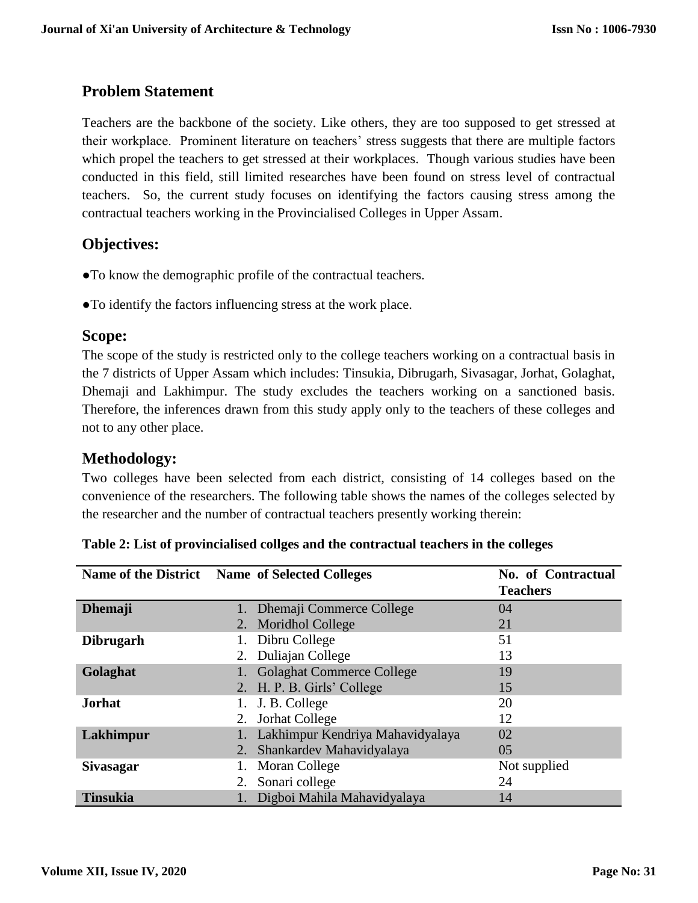## Problem Statement

Teachers are the backbone of the society. Like others, they are too supposed to get stressed at their workplace. Prominent literature on teachers' stress suggests that there are multiple factors which propel the teachers to get stressed at their workplaces. Though various studies have been conducted in this field, still limited researches have been found on stress level of contractual teachers. So, the current study focuses on identifying the factors causing stress among the contractual teachers working in the Provincialised Colleges in Upper Assam.

## Objectives:

- To know the demographic profile of the contractual teachers.
- To identify the factors influencing stress at the work place.

## Scope:

The scope of the study is restricted only to the college teachers working on a contractual basis in the 7 districts of Upper Assam which includes: Tinsukia, Dibrugarh, Sivasagar, Jorhat, Golaghat, Dhemaji and Lakhimpur. The study excludes the teachers working on a sanctioned basis. Therefore, the inferences drawn from this study apply only to the teachers of these colleges and not to any other place.

## Methodology:

Two colleges have been selected from each district, consisting of 14 colleges based on the convenience of the researchers. The following table shows the names of the colleges selected by the researcher and the number of contractual teachers presently working therein:

**Table 2: List of provincialised collges and the contractual teachers in the colleges**

| Name of the District | Name of Selected Colleges | No. of Contractual Teachers |
|---|---|---|
| **Dhemaji** | 1. Dhemaji Commerce College | 04 |
| | 2. Moridhol College | 21 |
| **Dibrugarh** | 1. Dibru College | 51 |
| | 2. Duliajan College | 13 |
| **Golaghat** | 1. Golaghat Commerce College | 19 |
| | 2. H. P. B. Girls' College | 15 |
| **Jorhat** | 1. J. B. College | 20 |
| | 2. Jorhat College | 12 |
| **Lakhimpur** | 1. Lakhimpur Kendriya Mahavidyalaya | 02 |
| | 2. Shankardev Mahavidyalaya | 05 |
| **Sivasagar** | 1. Moran College | Not supplied |
| | 2. Sonari college | 24 |
| **Tinsukia** | 1. Digboi Mahila Mahavidyalaya | 14 |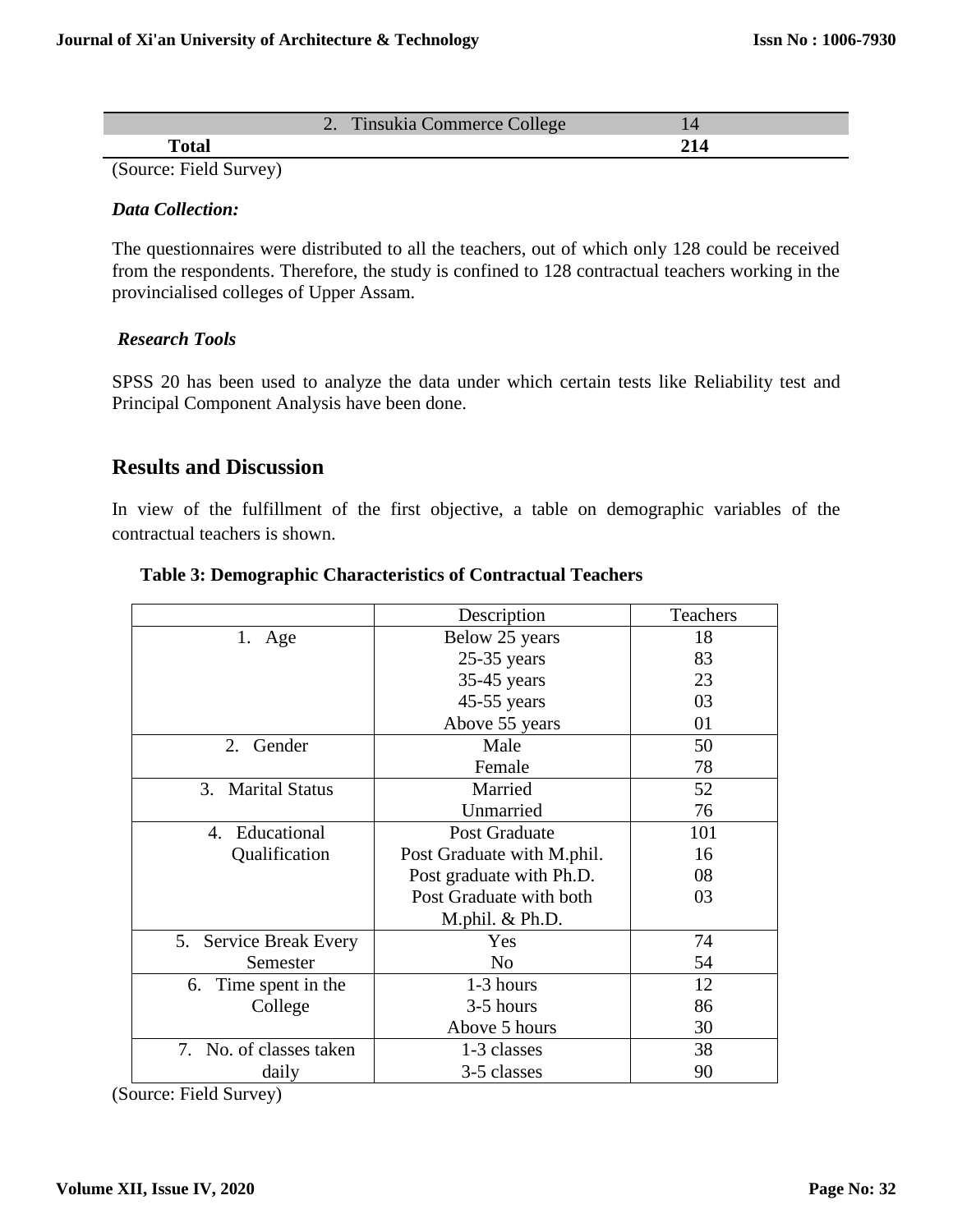| | 2. Tinsukia Commerce College | 14 |
|---|---|---|
| **Total** | | **214** |

(Source: Field Survey)

***Data Collection:***

The questionnaires were distributed to all the teachers, out of which only 128 could be received from the respondents. Therefore, the study is confined to 128 contractual teachers working in the provincialised colleges of Upper Assam.

***Research Tools***

SPSS 20 has been used to analyze the data under which certain tests like Reliability test and Principal Component Analysis have been done.

## Results and Discussion

In view of the fulfillment of the first objective, a table on demographic variables of the contractual teachers is shown.

**Table 3: Demographic Characteristics of Contractual Teachers**

| | Description | Teachers |
|---|---|---|
| 1. Age | Below 25 years | 18 |
| | 25-35 years | 83 |
| | 35-45 years | 23 |
| | 45-55 years | 03 |
| | Above 55 years | 01 |
| 2. Gender | Male | 50 |
| | Female | 78 |
| 3. Marital Status | Married | 52 |
| | Unmarried | 76 |
| 4. Educational Qualification | Post Graduate | 101 |
| | Post Graduate with M.phil. | 16 |
| | Post graduate with Ph.D. | 08 |
| | Post Graduate with both M.phil. & Ph.D. | 03 |
| 5. Service Break Every Semester | Yes | 74 |
| | No | 54 |
| 6. Time spent in the College | 1-3 hours | 12 |
| | 3-5 hours | 86 |
| | Above 5 hours | 30 |
| 7. No. of classes taken daily | 1-3 classes | 38 |
| | 3-5 classes | 90 |

(Source: Field Survey)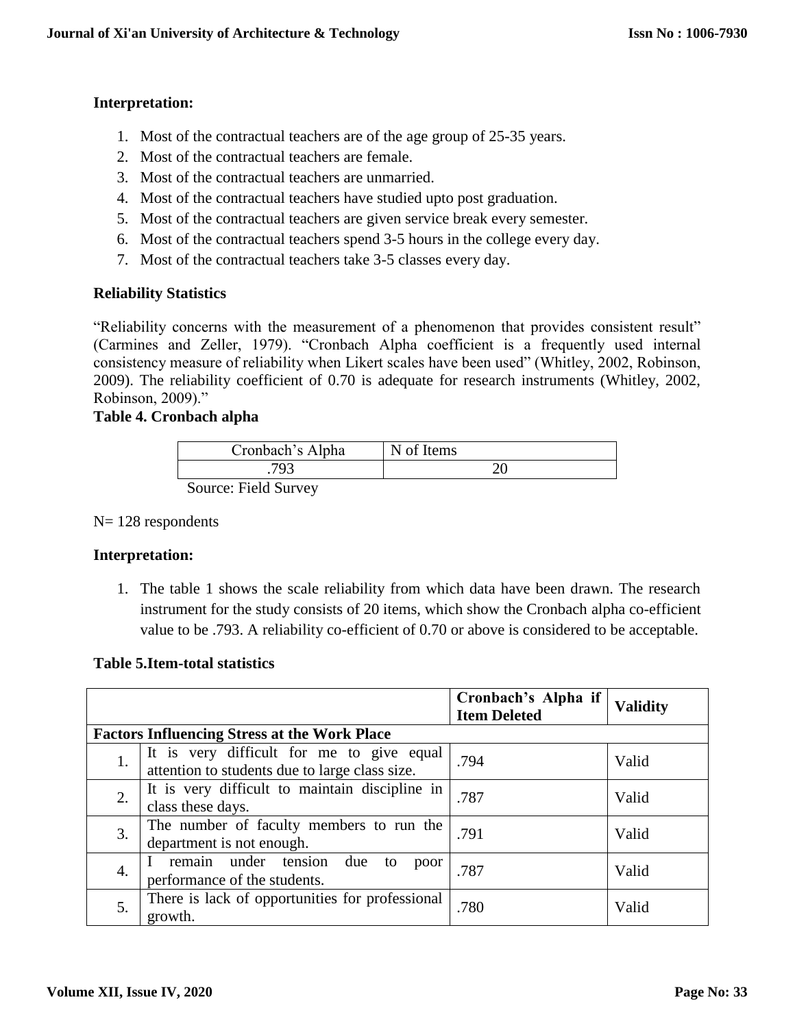**Interpretation:**

1. Most of the contractual teachers are of the age group of 25-35 years.
2. Most of the contractual teachers are female.
3. Most of the contractual teachers are unmarried.
4. Most of the contractual teachers have studied upto post graduation.
5. Most of the contractual teachers are given service break every semester.
6. Most of the contractual teachers spend 3-5 hours in the college every day.
7. Most of the contractual teachers take 3-5 classes every day.

**Reliability Statistics**

"Reliability concerns with the measurement of a phenomenon that provides consistent result" (Carmines and Zeller, 1979). "Cronbach Alpha coefficient is a frequently used internal consistency measure of reliability when Likert scales have been used" (Whitley, 2002, Robinson, 2009). The reliability coefficient of 0.70 is adequate for research instruments (Whitley, 2002, Robinson, 2009)."

**Table 4. Cronbach alpha**

| Cronbach's Alpha | N of Items |
|---|---|
| .793 | 20 |

Source: Field Survey

N= 128 respondents

**Interpretation:**

1. The table 1 shows the scale reliability from which data have been drawn. The research instrument for the study consists of 20 items, which show the Cronbach alpha co-efficient value to be .793. A reliability co-efficient of 0.70 or above is considered to be acceptable.

**Table 5.Item-total statistics**

| | | Cronbach's Alpha if Item Deleted | Validity |
|---|---|---|---|
| **Factors Influencing Stress at the Work Place** | | | |
| 1. | It is very difficult for me to give equal attention to students due to large class size. | .794 | Valid |
| 2. | It is very difficult to maintain discipline in class these days. | .787 | Valid |
| 3. | The number of faculty members to run the department is not enough. | .791 | Valid |
| 4. | I remain under tension due to poor performance of the students. | .787 | Valid |
| 5. | There is lack of opportunities for professional growth. | .780 | Valid |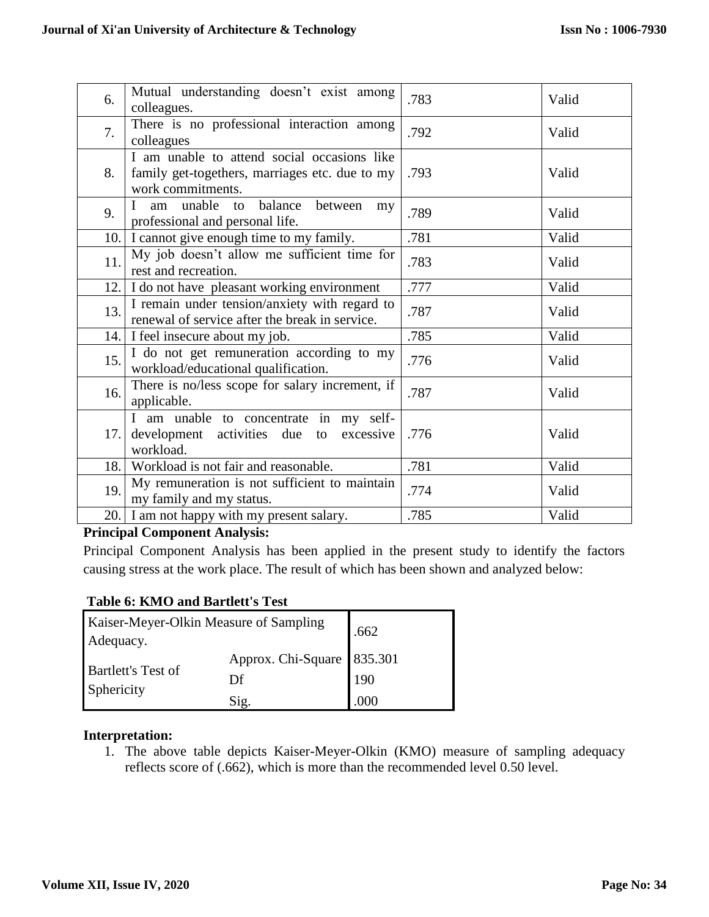| 6. | Mutual understanding doesn't exist among colleagues. | .783 | Valid |
|---|---|---|---|
| 7. | There is no professional interaction among colleagues | .792 | Valid |
| 8. | I am unable to attend social occasions like family get-togethers, marriages etc. due to my work commitments. | .793 | Valid |
| 9. | I am unable to balance between my professional and personal life. | .789 | Valid |
| 10. | I cannot give enough time to my family. | .781 | Valid |
| 11. | My job doesn't allow me sufficient time for rest and recreation. | .783 | Valid |
| 12. | I do not have pleasant working environment | .777 | Valid |
| 13. | I remain under tension/anxiety with regard to renewal of service after the break in service. | .787 | Valid |
| 14. | I feel insecure about my job. | .785 | Valid |
| 15. | I do not get remuneration according to my workload/educational qualification. | .776 | Valid |
| 16. | There is no/less scope for salary increment, if applicable. | .787 | Valid |
| 17. | I am unable to concentrate in my self-development activities due to excessive workload. | .776 | Valid |
| 18. | Workload is not fair and reasonable. | .781 | Valid |
| 19. | My remuneration is not sufficient to maintain my family and my status. | .774 | Valid |
| 20. | I am not happy with my present salary. | .785 | Valid |

**Principal Component Analysis:**

Principal Component Analysis has been applied in the present study to identify the factors causing stress at the work place. The result of which has been shown and analyzed below:

**Table 6: KMO and Bartlett's Test**

| Kaiser-Meyer-Olkin Measure of Sampling Adequacy. | | .662 |
|---|---|---|
| Bartlett's Test of Sphericity | Approx. Chi-Square | 835.301 |
| | Df | 190 |
| | Sig. | .000 |

**Interpretation:**

1. The above table depicts Kaiser-Meyer-Olkin (KMO) measure of sampling adequacy reflects score of (.662), which is more than the recommended level 0.50 level.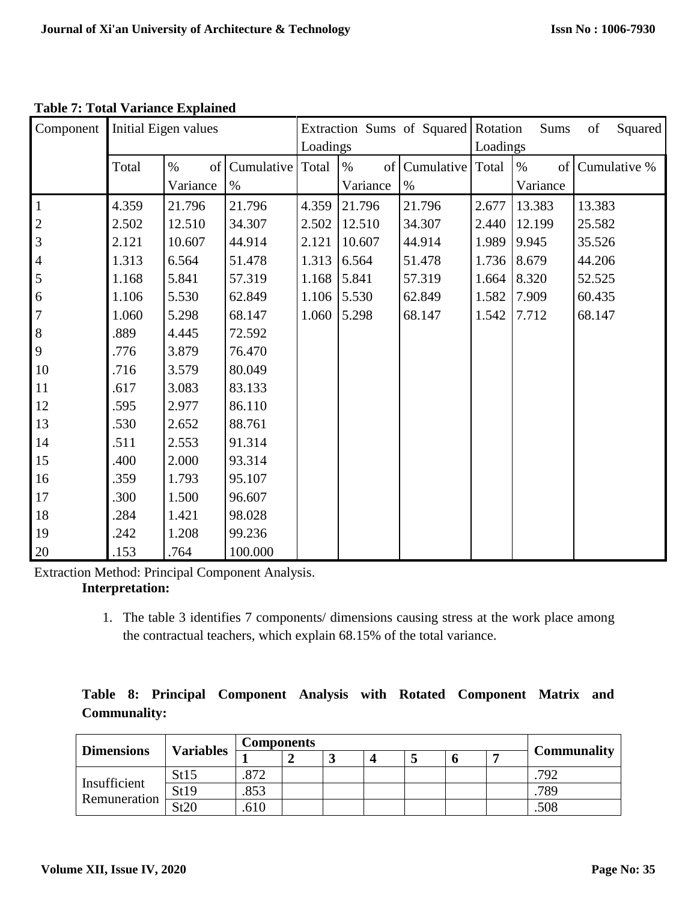**Table 7: Total Variance Explained**

| Component | Initial Eigen values | | | Extraction Sums of Squared Loadings | | | Rotation Sums of Squared Loadings | | |
|---|---|---|---|---|---|---|---|---|---|
| | Total | % of Variance | Cumulative % | Total | % of Variance | Cumulative % | Total | % of Variance | Cumulative % |
| 1 | 4.359 | 21.796 | 21.796 | 4.359 | 21.796 | 21.796 | 2.677 | 13.383 | 13.383 |
| 2 | 2.502 | 12.510 | 34.307 | 2.502 | 12.510 | 34.307 | 2.440 | 12.199 | 25.582 |
| 3 | 2.121 | 10.607 | 44.914 | 2.121 | 10.607 | 44.914 | 1.989 | 9.945 | 35.526 |
| 4 | 1.313 | 6.564 | 51.478 | 1.313 | 6.564 | 51.478 | 1.736 | 8.679 | 44.206 |
| 5 | 1.168 | 5.841 | 57.319 | 1.168 | 5.841 | 57.319 | 1.664 | 8.320 | 52.525 |
| 6 | 1.106 | 5.530 | 62.849 | 1.106 | 5.530 | 62.849 | 1.582 | 7.909 | 60.435 |
| 7 | 1.060 | 5.298 | 68.147 | 1.060 | 5.298 | 68.147 | 1.542 | 7.712 | 68.147 |
| 8 | .889 | 4.445 | 72.592 | | | | | | |
| 9 | .776 | 3.879 | 76.470 | | | | | | |
| 10 | .716 | 3.579 | 80.049 | | | | | | |
| 11 | .617 | 3.083 | 83.133 | | | | | | |
| 12 | .595 | 2.977 | 86.110 | | | | | | |
| 13 | .530 | 2.652 | 88.761 | | | | | | |
| 14 | .511 | 2.553 | 91.314 | | | | | | |
| 15 | .400 | 2.000 | 93.314 | | | | | | |
| 16 | .359 | 1.793 | 95.107 | | | | | | |
| 17 | .300 | 1.500 | 96.607 | | | | | | |
| 18 | .284 | 1.421 | 98.028 | | | | | | |
| 19 | .242 | 1.208 | 99.236 | | | | | | |
| 20 | .153 | .764 | 100.000 | | | | | | |

Extraction Method: Principal Component Analysis.

**Interpretation:**

1. The table 3 identifies 7 components/ dimensions causing stress at the work place among the contractual teachers, which explain 68.15% of the total variance.

**Table 8: Principal Component Analysis with Rotated Component Matrix and Communality:**

| Dimensions | Variables | Components | | | | | | | Communality |
|---|---|---|---|---|---|---|---|---|---|
| | | 1 | 2 | 3 | 4 | 5 | 6 | 7 | |
| Insufficient Remuneration | St15 | .872 | | | | | | | .792 |
| | St19 | .853 | | | | | | | .789 |
| | St20 | .610 | | | | | | | .508 |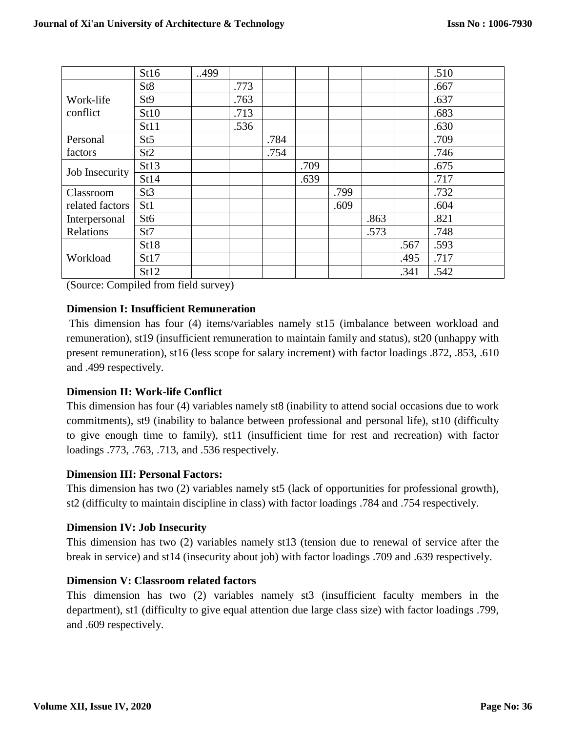| | | | | | | | | | |
|---|---|---|---|---|---|---|---|---|---|
| | St16 | ..499 | | | | | | | .510 |
| Work-life conflict | St8 | | .773 | | | | | | .667 |
| | St9 | | .763 | | | | | | .637 |
| | St10 | | .713 | | | | | | .683 |
| | St11 | | .536 | | | | | | .630 |
| Personal factors | St5 | | | .784 | | | | | .709 |
| | St2 | | | .754 | | | | | .746 |
| Job Insecurity | St13 | | | | .709 | | | | .675 |
| | St14 | | | | .639 | | | | .717 |
| Classroom related factors | St3 | | | | | .799 | | | .732 |
| | St1 | | | | | .609 | | | .604 |
| Interpersonal Relations | St6 | | | | | | .863 | | .821 |
| | St7 | | | | | | .573 | | .748 |
| Workload | St18 | | | | | | | .567 | .593 |
| | St17 | | | | | | | .495 | .717 |
| | St12 | | | | | | | .341 | .542 |

(Source: Compiled from field survey)

**Dimension I: Insufficient Remuneration**

This dimension has four (4) items/variables namely st15 (imbalance between workload and remuneration), st19 (insufficient remuneration to maintain family and status), st20 (unhappy with present remuneration), st16 (less scope for salary increment) with factor loadings .872, .853, .610 and .499 respectively.

**Dimension II: Work-life Conflict**

This dimension has four (4) variables namely st8 (inability to attend social occasions due to work commitments), st9 (inability to balance between professional and personal life), st10 (difficulty to give enough time to family), st11 (insufficient time for rest and recreation) with factor loadings .773, .763, .713, and .536 respectively.

**Dimension III: Personal Factors:**

This dimension has two (2) variables namely st5 (lack of opportunities for professional growth), st2 (difficulty to maintain discipline in class) with factor loadings .784 and .754 respectively.

**Dimension IV: Job Insecurity**

This dimension has two (2) variables namely st13 (tension due to renewal of service after the break in service) and st14 (insecurity about job) with factor loadings .709 and .639 respectively.

**Dimension V: Classroom related factors**

This dimension has two (2) variables namely st3 (insufficient faculty members in the department), st1 (difficulty to give equal attention due large class size) with factor loadings .799, and .609 respectively.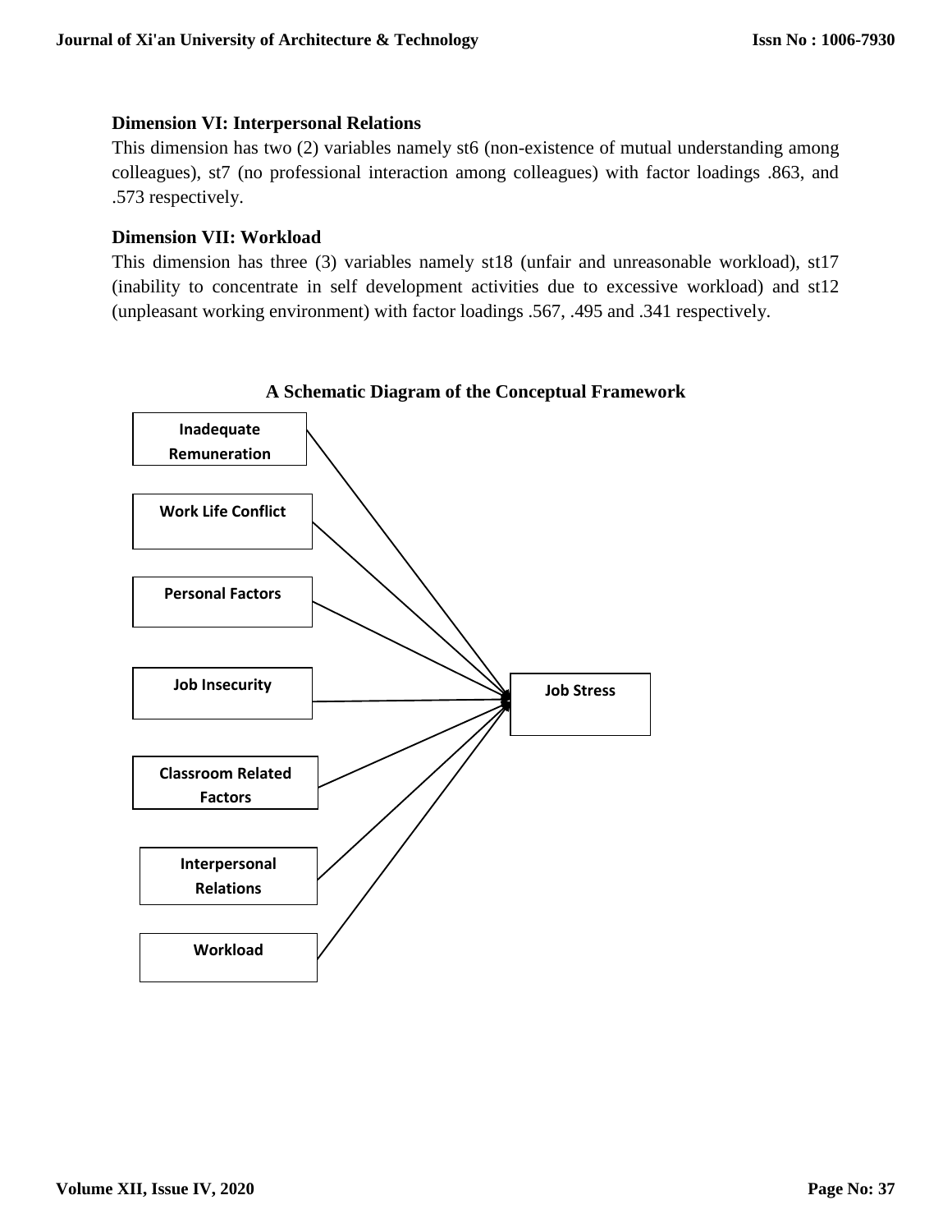**Dimension VI: Interpersonal Relations**

This dimension has two (2) variables namely st6 (non-existence of mutual understanding among colleagues), st7 (no professional interaction among colleagues) with factor loadings .863, and .573 respectively.

**Dimension VII: Workload**

This dimension has three (3) variables namely st18 (unfair and unreasonable workload), st17 (inability to concentrate in self development activities due to excessive workload) and st12 (unpleasant working environment) with factor loadings .567, .495 and .341 respectively.

**A Schematic Diagram of the Conceptual Framework**

Inadequate Remuneration

Work Life Conflict

Personal Factors

Job Insecurity

Classroom Related Factors

Interpersonal Relations

Workload

Job Stress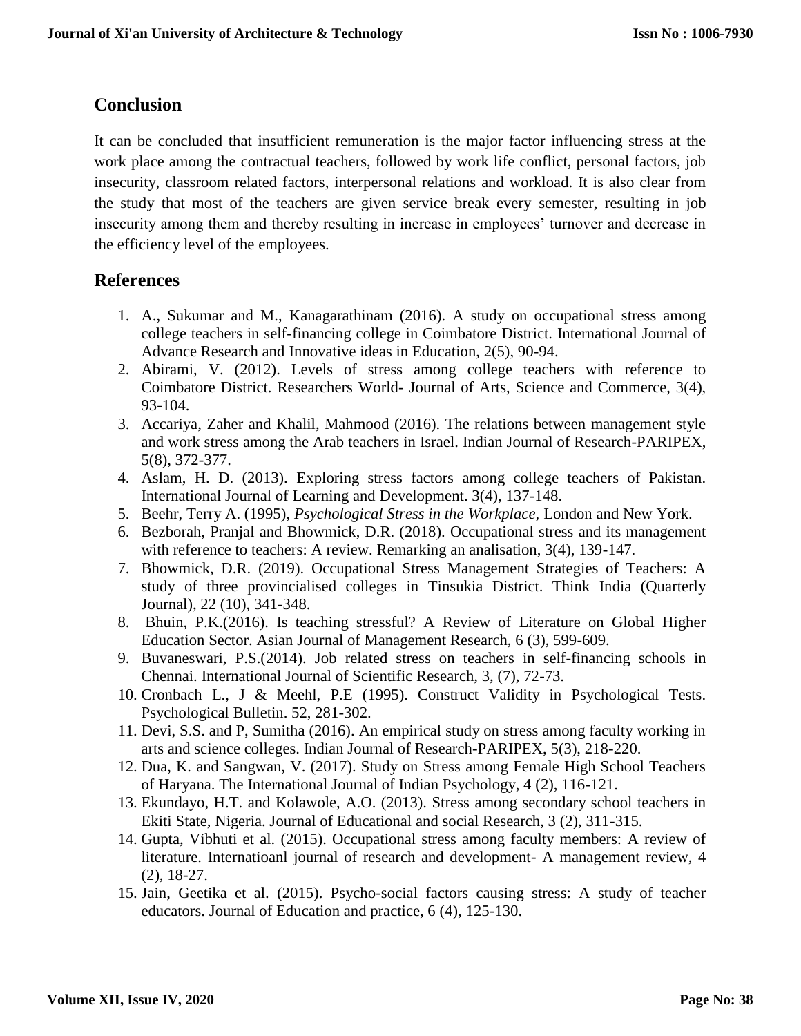## Conclusion

It can be concluded that insufficient remuneration is the major factor influencing stress at the work place among the contractual teachers, followed by work life conflict, personal factors, job insecurity, classroom related factors, interpersonal relations and workload. It is also clear from the study that most of the teachers are given service break every semester, resulting in job insecurity among them and thereby resulting in increase in employees' turnover and decrease in the efficiency level of the employees.

## References

1. A., Sukumar and M., Kanagarathinam (2016). A study on occupational stress among college teachers in self-financing college in Coimbatore District. International Journal of Advance Research and Innovative ideas in Education, 2(5), 90-94.
2. Abirami, V. (2012). Levels of stress among college teachers with reference to Coimbatore District. Researchers World- Journal of Arts, Science and Commerce, 3(4), 93-104.
3. Accariya, Zaher and Khalil, Mahmood (2016). The relations between management style and work stress among the Arab teachers in Israel. Indian Journal of Research-PARIPEX, 5(8), 372-377.
4. Aslam, H. D. (2013). Exploring stress factors among college teachers of Pakistan. International Journal of Learning and Development. 3(4), 137-148.
5. Beehr, Terry A. (1995), *Psychological Stress in the Workplace*, London and New York.
6. Bezborah, Pranjal and Bhowmick, D.R. (2018). Occupational stress and its management with reference to teachers: A review. Remarking an analisation, 3(4), 139-147.
7. Bhowmick, D.R. (2019). Occupational Stress Management Strategies of Teachers: A study of three provincialised colleges in Tinsukia District. Think India (Quarterly Journal), 22 (10), 341-348.
8. Bhuin, P.K.(2016). Is teaching stressful? A Review of Literature on Global Higher Education Sector. Asian Journal of Management Research, 6 (3), 599-609.
9. Buvaneswari, P.S.(2014). Job related stress on teachers in self-financing schools in Chennai. International Journal of Scientific Research, 3, (7), 72-73.
10. Cronbach L., J & Meehl, P.E (1995). Construct Validity in Psychological Tests. Psychological Bulletin. 52, 281-302.
11. Devi, S.S. and P, Sumitha (2016). An empirical study on stress among faculty working in arts and science colleges. Indian Journal of Research-PARIPEX, 5(3), 218-220.
12. Dua, K. and Sangwan, V. (2017). Study on Stress among Female High School Teachers of Haryana. The International Journal of Indian Psychology, 4 (2), 116-121.
13. Ekundayo, H.T. and Kolawole, A.O. (2013). Stress among secondary school teachers in Ekiti State, Nigeria. Journal of Educational and social Research, 3 (2), 311-315.
14. Gupta, Vibhuti et al. (2015). Occupational stress among faculty members: A review of literature. Internatioanl journal of research and development- A management review, 4 (2), 18-27.
15. Jain, Geetika et al. (2015). Psycho-social factors causing stress: A study of teacher educators. Journal of Education and practice, 6 (4), 125-130.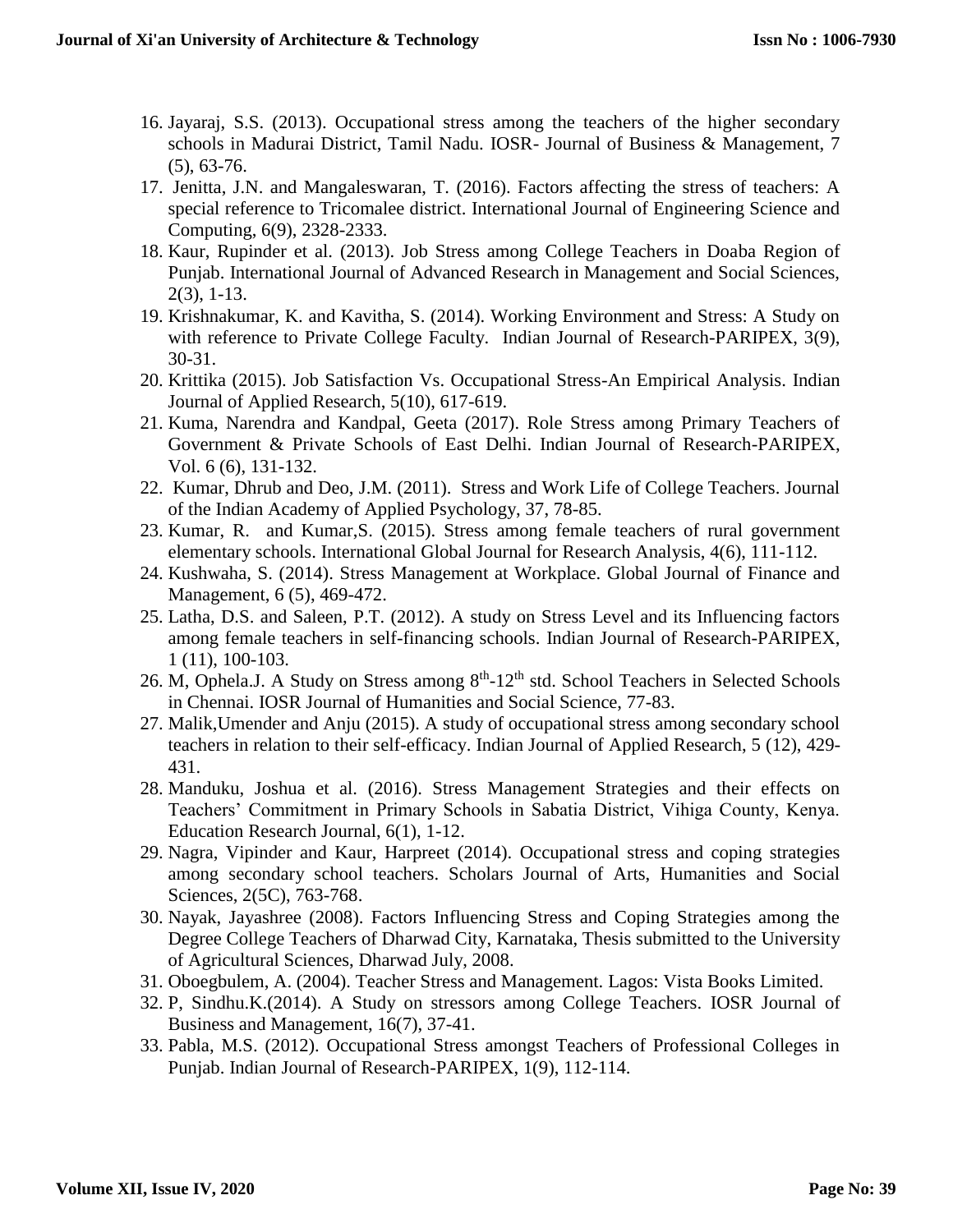16. Jayaraj, S.S. (2013). Occupational stress among the teachers of the higher secondary schools in Madurai District, Tamil Nadu. IOSR- Journal of Business & Management, 7 (5), 63-76.
17. Jenitta, J.N. and Mangaleswaran, T. (2016). Factors affecting the stress of teachers: A special reference to Tricomalee district. International Journal of Engineering Science and Computing, 6(9), 2328-2333.
18. Kaur, Rupinder et al. (2013). Job Stress among College Teachers in Doaba Region of Punjab. International Journal of Advanced Research in Management and Social Sciences, 2(3), 1-13.
19. Krishnakumar, K. and Kavitha, S. (2014). Working Environment and Stress: A Study on with reference to Private College Faculty. Indian Journal of Research-PARIPEX, 3(9), 30-31.
20. Krittika (2015). Job Satisfaction Vs. Occupational Stress-An Empirical Analysis. Indian Journal of Applied Research, 5(10), 617-619.
21. Kuma, Narendra and Kandpal, Geeta (2017). Role Stress among Primary Teachers of Government & Private Schools of East Delhi. Indian Journal of Research-PARIPEX, Vol. 6 (6), 131-132.
22. Kumar, Dhrub and Deo, J.M. (2011). Stress and Work Life of College Teachers. Journal of the Indian Academy of Applied Psychology, 37, 78-85.
23. Kumar, R. and Kumar,S. (2015). Stress among female teachers of rural government elementary schools. International Global Journal for Research Analysis, 4(6), 111-112.
24. Kushwaha, S. (2014). Stress Management at Workplace. Global Journal of Finance and Management, 6 (5), 469-472.
25. Latha, D.S. and Saleen, P.T. (2012). A study on Stress Level and its Influencing factors among female teachers in self-financing schools. Indian Journal of Research-PARIPEX, 1 (11), 100-103.
26. M, Ophela.J. A Study on Stress among 8th-12th std. School Teachers in Selected Schools in Chennai. IOSR Journal of Humanities and Social Science, 77-83.
27. Malik,Umender and Anju (2015). A study of occupational stress among secondary school teachers in relation to their self-efficacy. Indian Journal of Applied Research, 5 (12), 429-431.
28. Manduku, Joshua et al. (2016). Stress Management Strategies and their effects on Teachers' Commitment in Primary Schools in Sabatia District, Vihiga County, Kenya. Education Research Journal, 6(1), 1-12.
29. Nagra, Vipinder and Kaur, Harpreet (2014). Occupational stress and coping strategies among secondary school teachers. Scholars Journal of Arts, Humanities and Social Sciences, 2(5C), 763-768.
30. Nayak, Jayashree (2008). Factors Influencing Stress and Coping Strategies among the Degree College Teachers of Dharwad City, Karnataka, Thesis submitted to the University of Agricultural Sciences, Dharwad July, 2008.
31. Oboegbulem, A. (2004). Teacher Stress and Management. Lagos: Vista Books Limited.
32. P, Sindhu.K.(2014). A Study on stressors among College Teachers. IOSR Journal of Business and Management, 16(7), 37-41.
33. Pabla, M.S. (2012). Occupational Stress amongst Teachers of Professional Colleges in Punjab. Indian Journal of Research-PARIPEX, 1(9), 112-114.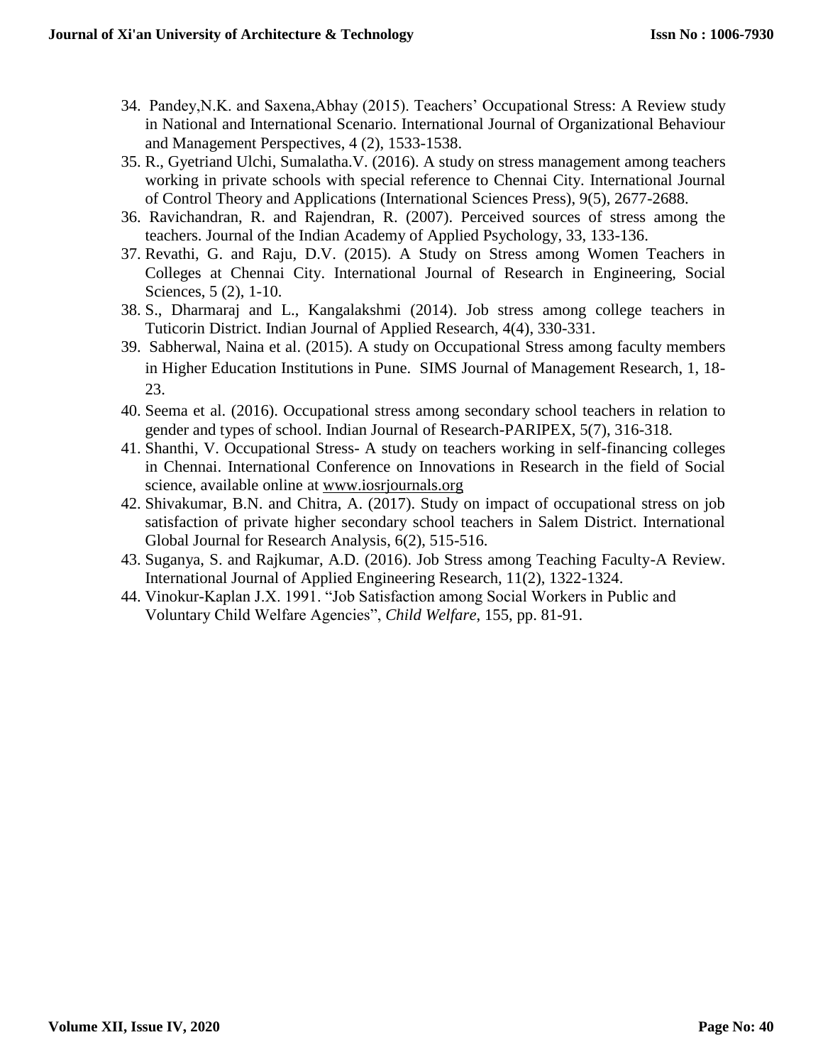34. Pandey,N.K. and Saxena,Abhay (2015). Teachers' Occupational Stress: A Review study in National and International Scenario. International Journal of Organizational Behaviour and Management Perspectives, 4 (2), 1533-1538.
35. R., Gyetriand Ulchi, Sumalatha.V. (2016). A study on stress management among teachers working in private schools with special reference to Chennai City. International Journal of Control Theory and Applications (International Sciences Press), 9(5), 2677-2688.
36. Ravichandran, R. and Rajendran, R. (2007). Perceived sources of stress among the teachers. Journal of the Indian Academy of Applied Psychology, 33, 133-136.
37. Revathi, G. and Raju, D.V. (2015). A Study on Stress among Women Teachers in Colleges at Chennai City. International Journal of Research in Engineering, Social Sciences, 5 (2), 1-10.
38. S., Dharmaraj and L., Kangalakshmi (2014). Job stress among college teachers in Tuticorin District. Indian Journal of Applied Research, 4(4), 330-331.
39. Sabherwal, Naina et al. (2015). A study on Occupational Stress among faculty members in Higher Education Institutions in Pune. SIMS Journal of Management Research, 1, 18-23.
40. Seema et al. (2016). Occupational stress among secondary school teachers in relation to gender and types of school. Indian Journal of Research-PARIPEX, 5(7), 316-318.
41. Shanthi, V. Occupational Stress- A study on teachers working in self-financing colleges in Chennai. International Conference on Innovations in Research in the field of Social science, available online at www.iosrjournals.org
42. Shivakumar, B.N. and Chitra, A. (2017). Study on impact of occupational stress on job satisfaction of private higher secondary school teachers in Salem District. International Global Journal for Research Analysis, 6(2), 515-516.
43. Suganya, S. and Rajkumar, A.D. (2016). Job Stress among Teaching Faculty-A Review. International Journal of Applied Engineering Research, 11(2), 1322-1324.
44. Vinokur-Kaplan J.X. 1991. "Job Satisfaction among Social Workers in Public and Voluntary Child Welfare Agencies", *Child Welfare*, 155, pp. 81-91.